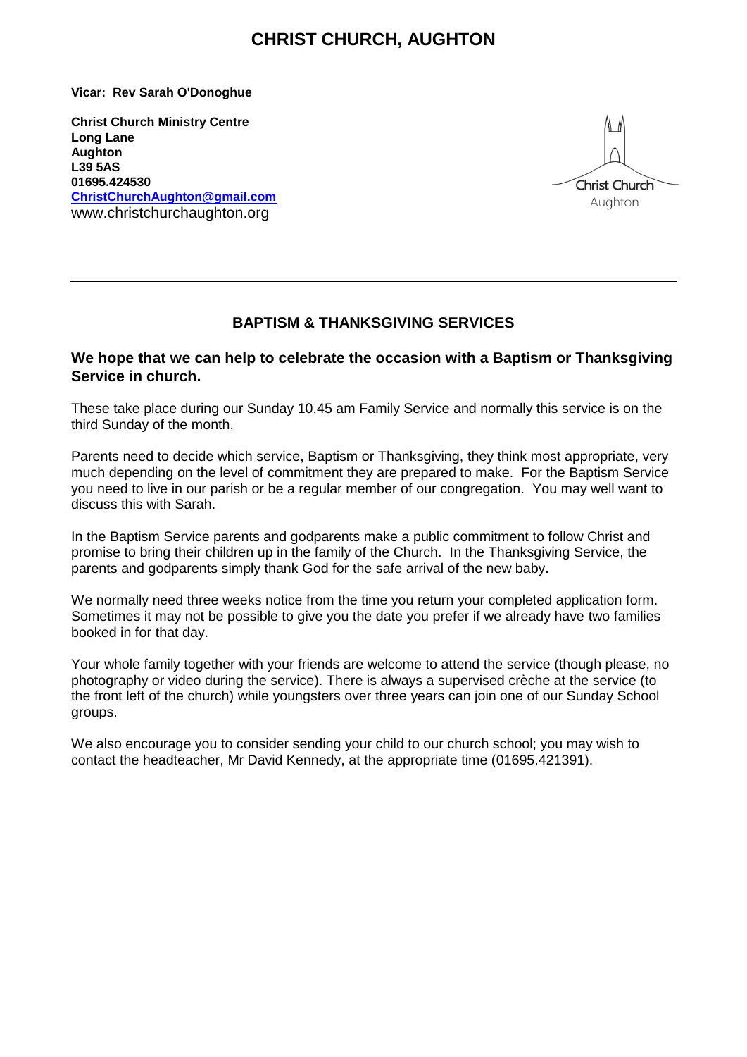# CHRIST CHURCH, AUGHTON

**Vicar: Rev Sarah O'Donoghue**

**Christ Church Ministry Centre**
**Long Lane**
**Aughton**
**L39 5AS**
**01695.424530**
**ChristChurchAughton@gmail.com**
www.christchurchaughton.org

Christ Church
Aughton

---

## BAPTISM & THANKSGIVING SERVICES

### We hope that we can help to celebrate the occasion with a Baptism or Thanksgiving Service in church.

These take place during our Sunday 10.45 am Family Service and normally this service is on the third Sunday of the month.

Parents need to decide which service, Baptism or Thanksgiving, they think most appropriate, very much depending on the level of commitment they are prepared to make. For the Baptism Service you need to live in our parish or be a regular member of our congregation. You may well want to discuss this with Sarah.

In the Baptism Service parents and godparents make a public commitment to follow Christ and promise to bring their children up in the family of the Church. In the Thanksgiving Service, the parents and godparents simply thank God for the safe arrival of the new baby.

We normally need three weeks notice from the time you return your completed application form. Sometimes it may not be possible to give you the date you prefer if we already have two families booked in for that day.

Your whole family together with your friends are welcome to attend the service (though please, no photography or video during the service). There is always a supervised crèche at the service (to the front left of the church) while youngsters over three years can join one of our Sunday School groups.

We also encourage you to consider sending your child to our church school; you may wish to contact the headteacher, Mr David Kennedy, at the appropriate time (01695.421391).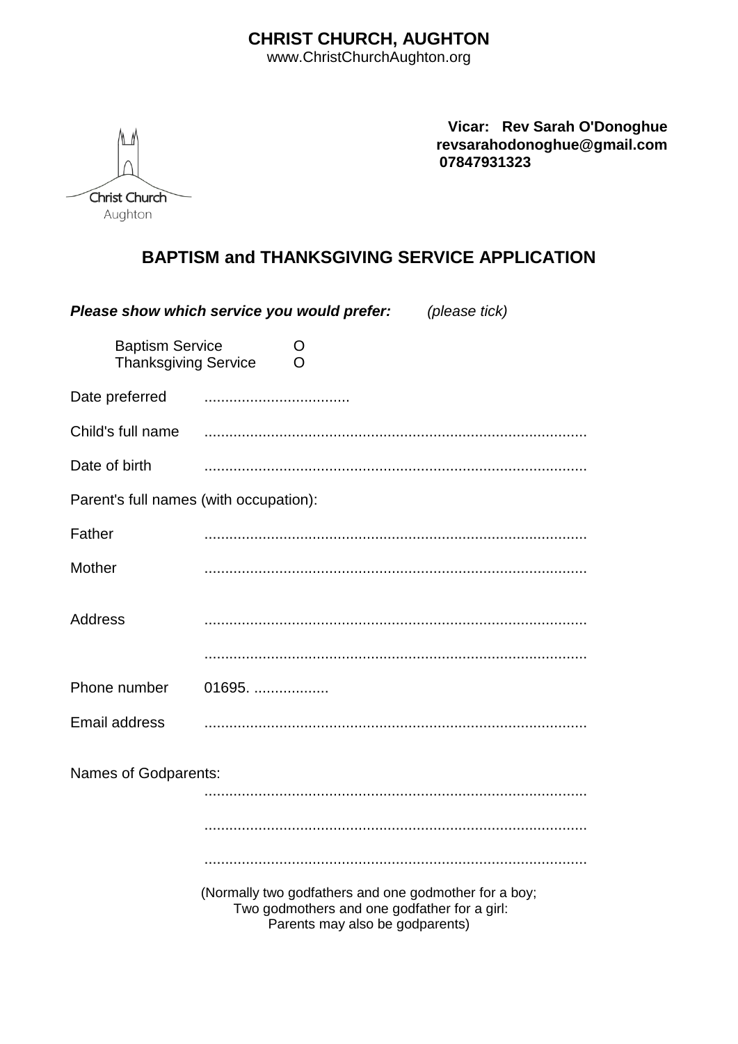# CHRIST CHURCH, AUGHTON

www.ChristChurchAughton.org

Christ Church
Aughton

**Vicar: Rev Sarah O'Donoghue**
**revsarahodonoghue@gmail.com**
**07847931323**

## BAPTISM and THANKSGIVING SERVICE APPLICATION

***Please show which service you would prefer:*** *(please tick)*

Baptism Service O
Thanksgiving Service O

Date preferred ..................................

Child's full name ..........................................................................................

Date of birth ..........................................................................................

Parent's full names (with occupation):

Father ..........................................................................................

Mother ..........................................................................................

Address ..........................................................................................

..........................................................................................

Phone number 01695. ..................

Email address ..........................................................................................

Names of Godparents:

..........................................................................................

..........................................................................................

..........................................................................................

(Normally two godfathers and one godmother for a boy;
Two godmothers and one godfather for a girl:
Parents may also be godparents)